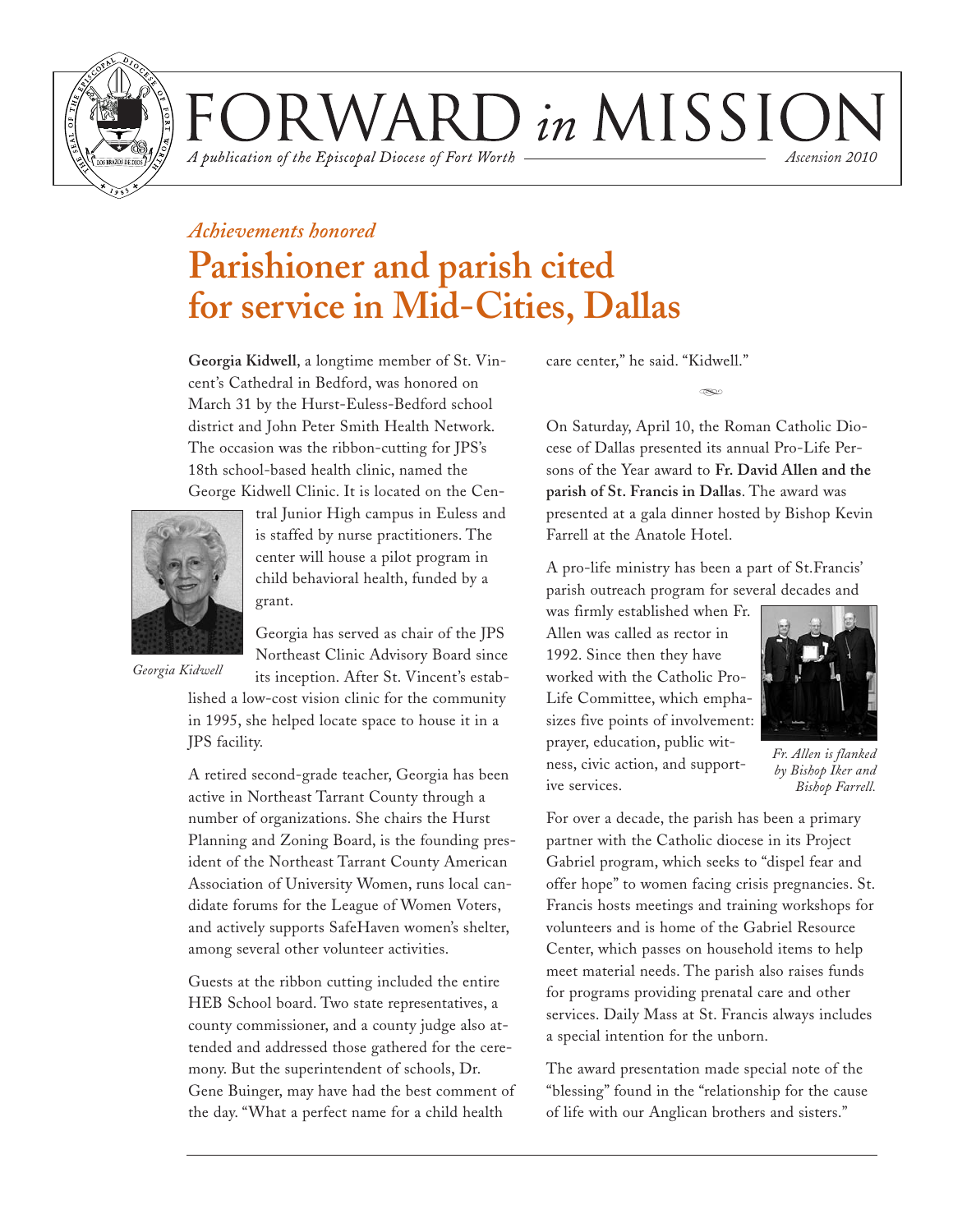# FORWARD *in* MISSION

*A publication of the Episcopal Diocese of Fort Worth* — *Ascension 2010*

*Achievements honored*

## Parishioner and parish cited for service in Mid-Cities, Dallas

**Georgia Kidwell**, a longtime member of St. Vincent's Cathedral in Bedford, was honored on March 31 by the Hurst-Euless-Bedford school district and John Peter Smith Health Network. The occasion was the ribbon-cutting for JPS's 18th school-based health clinic, named the George Kidwell Clinic. It is located on the Central Junior High campus in Euless and is staffed by nurse practitioners. The center will house a pilot program in child behavioral health, funded by a grant.

*Georgia Kidwell*

Georgia has served as chair of the JPS Northeast Clinic Advisory Board since its inception. After St. Vincent's established a low-cost vision clinic for the community in 1995, she helped locate space to house it in a JPS facility.

A retired second-grade teacher, Georgia has been active in Northeast Tarrant County through a number of organizations. She chairs the Hurst Planning and Zoning Board, is the founding president of the Northeast Tarrant County American Association of University Women, runs local candidate forums for the League of Women Voters, and actively supports SafeHaven women's shelter, among several other volunteer activities.

Guests at the ribbon cutting included the entire HEB School board. Two state representatives, a county commissioner, and a county judge also attended and addressed those gathered for the ceremony. But the superintendent of schools, Dr. Gene Buinger, may have had the best comment of the day. "What a perfect name for a child health care center," he said. "Kidwell."

On Saturday, April 10, the Roman Catholic Diocese of Dallas presented its annual Pro-Life Persons of the Year award to **Fr. David Allen and the parish of St. Francis in Dallas**. The award was presented at a gala dinner hosted by Bishop Kevin Farrell at the Anatole Hotel.

A pro-life ministry has been a part of St.Francis' parish outreach program for several decades and was firmly established when Fr. Allen was called as rector in 1992. Since then they have worked with the Catholic Pro-Life Committee, which emphasizes five points of involvement: prayer, education, public witness, civic action, and supportive services.

*Fr. Allen is flanked by Bishop Iker and Bishop Farrell.*

For over a decade, the parish has been a primary partner with the Catholic diocese in its Project Gabriel program, which seeks to "dispel fear and offer hope" to women facing crisis pregnancies. St. Francis hosts meetings and training workshops for volunteers and is home of the Gabriel Resource Center, which passes on household items to help meet material needs. The parish also raises funds for programs providing prenatal care and other services. Daily Mass at St. Francis always includes a special intention for the unborn.

The award presentation made special note of the "blessing" found in the "relationship for the cause of life with our Anglican brothers and sisters."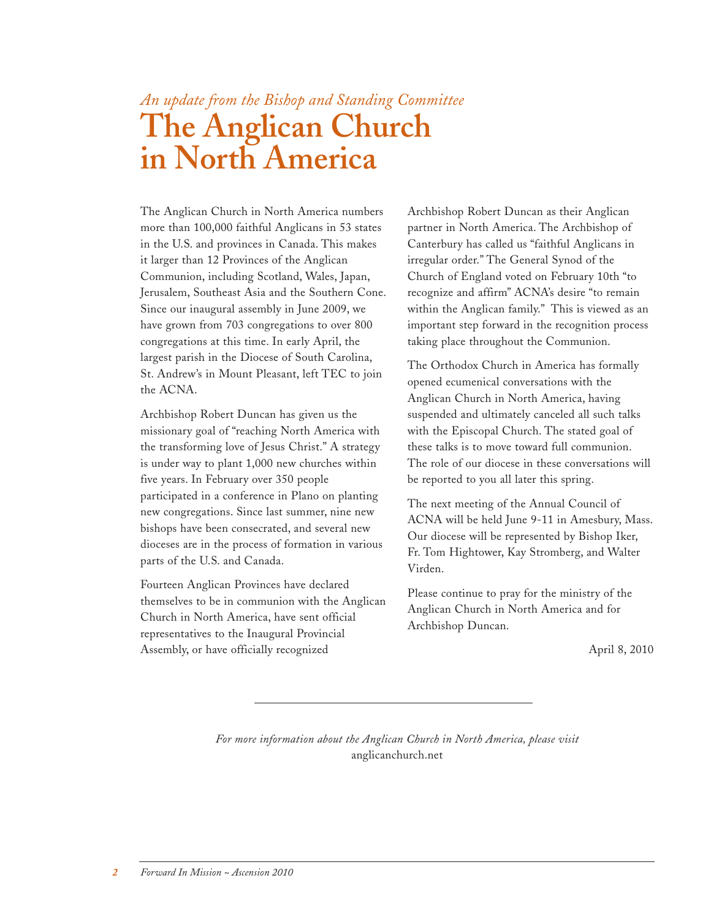*An update from the Bishop and Standing Committee*

# The Anglican Church in North America

The Anglican Church in North America numbers more than 100,000 faithful Anglicans in 53 states in the U.S. and provinces in Canada. This makes it larger than 12 Provinces of the Anglican Communion, including Scotland, Wales, Japan, Jerusalem, Southeast Asia and the Southern Cone. Since our inaugural assembly in June 2009, we have grown from 703 congregations to over 800 congregations at this time. In early April, the largest parish in the Diocese of South Carolina, St. Andrew's in Mount Pleasant, left TEC to join the ACNA.

Archbishop Robert Duncan has given us the missionary goal of "reaching North America with the transforming love of Jesus Christ." A strategy is under way to plant 1,000 new churches within five years. In February over 350 people participated in a conference in Plano on planting new congregations. Since last summer, nine new bishops have been consecrated, and several new dioceses are in the process of formation in various parts of the U.S. and Canada.

Fourteen Anglican Provinces have declared themselves to be in communion with the Anglican Church in North America, have sent official representatives to the Inaugural Provincial Assembly, or have officially recognized Archbishop Robert Duncan as their Anglican partner in North America. The Archbishop of Canterbury has called us "faithful Anglicans in irregular order." The General Synod of the Church of England voted on February 10th "to recognize and affirm" ACNA's desire "to remain within the Anglican family." This is viewed as an important step forward in the recognition process taking place throughout the Communion.

The Orthodox Church in America has formally opened ecumenical conversations with the Anglican Church in North America, having suspended and ultimately canceled all such talks with the Episcopal Church. The stated goal of these talks is to move toward full communion. The role of our diocese in these conversations will be reported to you all later this spring.

The next meeting of the Annual Council of ACNA will be held June 9-11 in Amesbury, Mass. Our diocese will be represented by Bishop Iker, Fr. Tom Hightower, Kay Stromberg, and Walter Virden.

Please continue to pray for the ministry of the Anglican Church in North America and for Archbishop Duncan.

April 8, 2010

---

*For more information about the Anglican Church in North America, please visit* anglicanchurch.net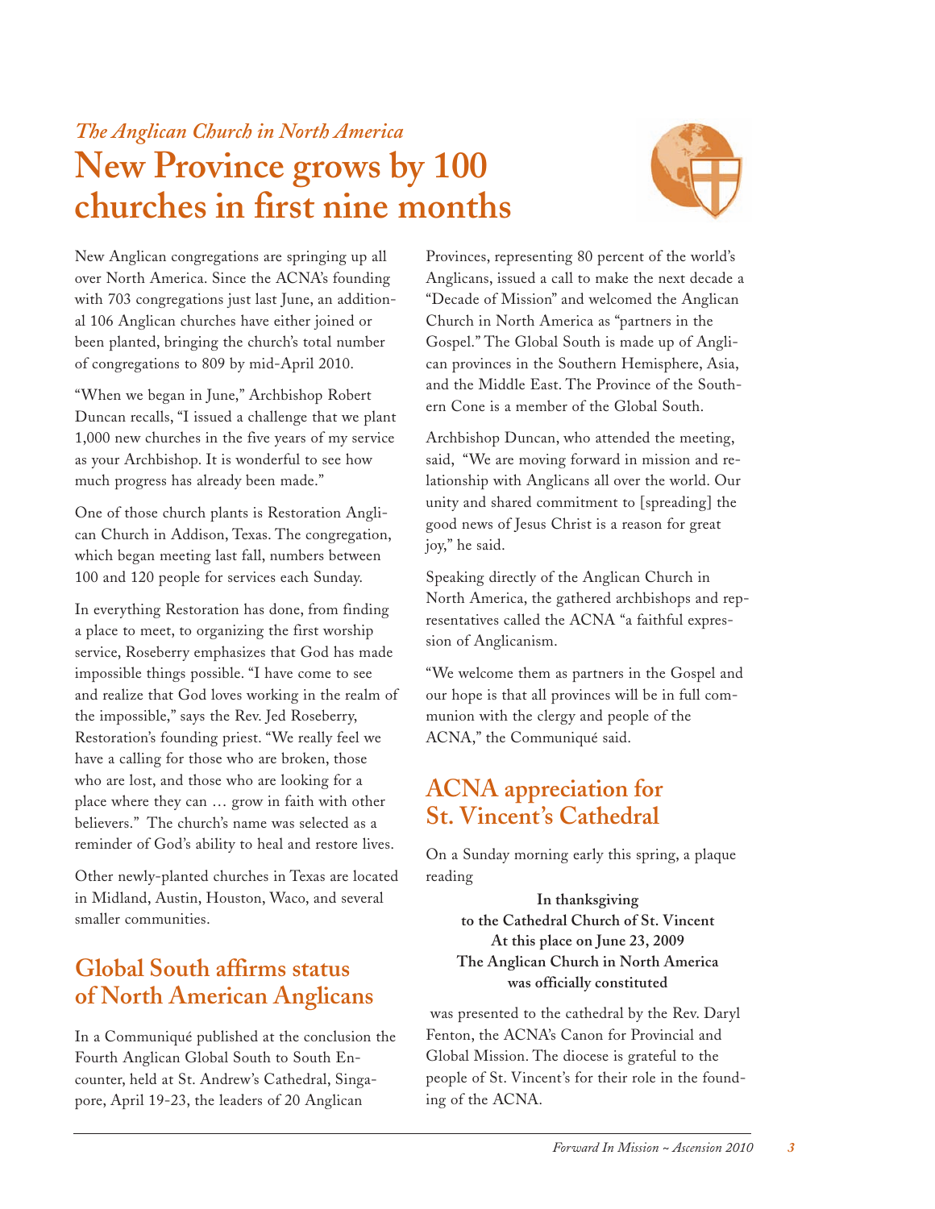*The Anglican Church in North America*

# New Province grows by 100 churches in first nine months

New Anglican congregations are springing up all over North America. Since the ACNA's founding with 703 congregations just last June, an additional 106 Anglican churches have either joined or been planted, bringing the church's total number of congregations to 809 by mid-April 2010.

"When we began in June," Archbishop Robert Duncan recalls, "I issued a challenge that we plant 1,000 new churches in the five years of my service as your Archbishop. It is wonderful to see how much progress has already been made."

One of those church plants is Restoration Anglican Church in Addison, Texas. The congregation, which began meeting last fall, numbers between 100 and 120 people for services each Sunday.

In everything Restoration has done, from finding a place to meet, to organizing the first worship service, Roseberry emphasizes that God has made impossible things possible. "I have come to see and realize that God loves working in the realm of the impossible," says the Rev. Jed Roseberry, Restoration's founding priest. "We really feel we have a calling for those who are broken, those who are lost, and those who are looking for a place where they can … grow in faith with other believers." The church's name was selected as a reminder of God's ability to heal and restore lives.

Other newly-planted churches in Texas are located in Midland, Austin, Houston, Waco, and several smaller communities.

## Global South affirms status of North American Anglicans

In a Communiqué published at the conclusion the Fourth Anglican Global South to South Encounter, held at St. Andrew's Cathedral, Singapore, April 19-23, the leaders of 20 Anglican Provinces, representing 80 percent of the world's Anglicans, issued a call to make the next decade a "Decade of Mission" and welcomed the Anglican Church in North America as "partners in the Gospel." The Global South is made up of Anglican provinces in the Southern Hemisphere, Asia, and the Middle East. The Province of the Southern Cone is a member of the Global South.

Archbishop Duncan, who attended the meeting, said, "We are moving forward in mission and relationship with Anglicans all over the world. Our unity and shared commitment to [spreading] the good news of Jesus Christ is a reason for great joy," he said.

Speaking directly of the Anglican Church in North America, the gathered archbishops and representatives called the ACNA "a faithful expression of Anglicanism.

"We welcome them as partners in the Gospel and our hope is that all provinces will be in full communion with the clergy and people of the ACNA," the Communiqué said.

## ACNA appreciation for St. Vincent's Cathedral

On a Sunday morning early this spring, a plaque reading

**In thanksgiving**
**to the Cathedral Church of St. Vincent**
**At this place on June 23, 2009**
**The Anglican Church in North America**
**was officially constituted**

was presented to the cathedral by the Rev. Daryl Fenton, the ACNA's Canon for Provincial and Global Mission. The diocese is grateful to the people of St. Vincent's for their role in the founding of the ACNA.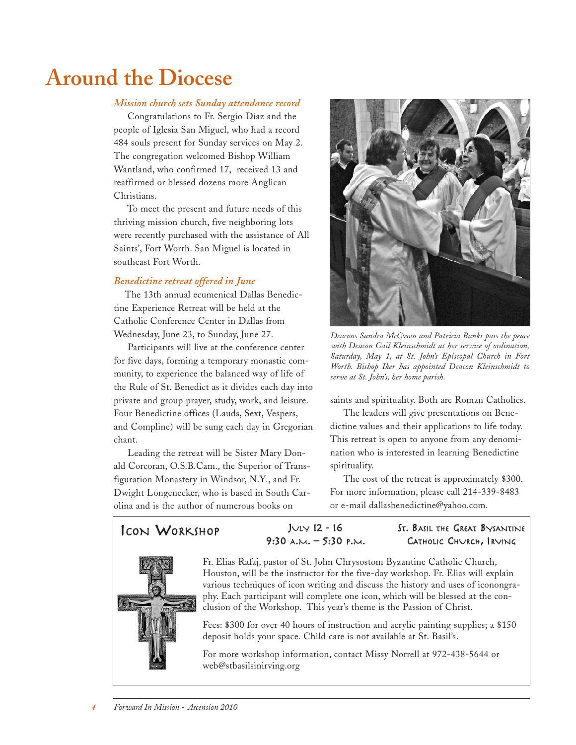# Around the Diocese

### *Mission church sets Sunday attendance record*

Congratulations to Fr. Sergio Diaz and the people of Iglesia San Miguel, who had a record 484 souls present for Sunday services on May 2. The congregation welcomed Bishop William Wantland, who confirmed 17, received 13 and reaffirmed or blessed dozens more Anglican Christians.

To meet the present and future needs of this thriving mission church, five neighboring lots were recently purchased with the assistance of All Saints', Fort Worth. San Miguel is located in southeast Fort Worth.

### *Benedictine retreat offered in June*

The 13th annual ecumenical Dallas Benedictine Experience Retreat will be held at the Catholic Conference Center in Dallas from Wednesday, June 23, to Sunday, June 27.

Participants will live at the conference center for five days, forming a temporary monastic community, to experience the balanced way of life of the Rule of St. Benedict as it divides each day into private and group prayer, study, work, and leisure. Four Benedictine offices (Lauds, Sext, Vespers, and Compline) will be sung each day in Gregorian chant.

Leading the retreat will be Sister Mary Donald Corcoran, O.S.B.Cam., the Superior of Transfiguration Monastery in Windsor, N.Y., and Fr. Dwight Longenecker, who is based in South Carolina and is the author of numerous books on saints and spirituality. Both are Roman Catholics.

*Deacons Sandra McCown and Patricia Banks pass the peace with Deacon Gail Kleinschmidt at her service of ordination, Saturday, May 1, at St. John's Episcopal Church in Fort Worth. Bishop Iker has appointed Deacon Kleinschmidt to serve at St. John's, her home parish.*

The leaders will give presentations on Benedictine values and their applications to life today. This retreat is open to anyone from any denomination who is interested in learning Benedictine spirituality.

The cost of the retreat is approximately $300. For more information, please call 214-339-8483 or e-mail dallasbenedictine@yahoo.com.

## Icon Workshop

**July 12 - 16**
**9:30 a.m. – 5:30 p.m.**

**St. Basil the Great Byzantine Catholic Church, Irving**

Fr. Elias Rafaj, pastor of St. John Chrysostom Byzantine Catholic Church, Houston, will be the instructor for the five-day workshop. Fr. Elias will explain various techniques of icon writing and discuss the history and uses of iconongraphy. Each participant will complete one icon, which will be blessed at the conclusion of the Workshop. This year's theme is the Passion of Christ.

Fees: $300 for over 40 hours of instruction and acrylic painting supplies; a $150 deposit holds your space. Child care is not available at St. Basil's.

For more workshop information, contact Missy Norrell at 972-438-5644 or web@stbasilsinirving.org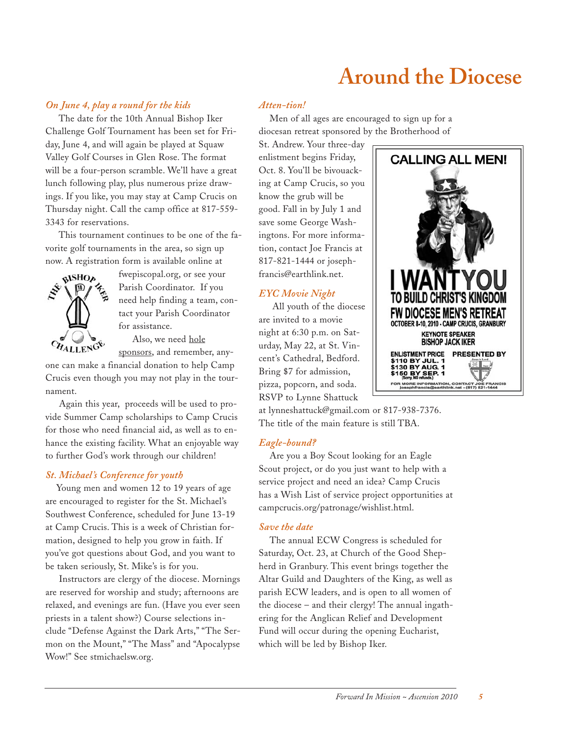# Around the Diocese

### *On June 4, play a round for the kids*

The date for the 10th Annual Bishop Iker Challenge Golf Tournament has been set for Friday, June 4, and will again be played at Squaw Valley Golf Courses in Glen Rose. The format will be a four-person scramble. We'll have a great lunch following play, plus numerous prize drawings. If you like, you may stay at Camp Crucis on Thursday night. Call the camp office at 817-559-3343 for reservations.

This tournament continues to be one of the favorite golf tournaments in the area, so sign up now. A registration form is available online at fwepiscopal.org, or see your Parish Coordinator. If you need help finding a team, contact your Parish Coordinator for assistance.

Also, we need hole sponsors, and remember, anyone can make a financial donation to help Camp Crucis even though you may not play in the tournament.

Again this year, proceeds will be used to provide Summer Camp scholarships to Camp Crucis for those who need financial aid, as well as to enhance the existing facility. What an enjoyable way to further God's work through our children!

### *St. Michael's Conference for youth*

Young men and women 12 to 19 years of age are encouraged to register for the St. Michael's Southwest Conference, scheduled for June 13-19 at Camp Crucis. This is a week of Christian formation, designed to help you grow in faith. If you've got questions about God, and you want to be taken seriously, St. Mike's is for you.

Instructors are clergy of the diocese. Mornings are reserved for worship and study; afternoons are relaxed, and evenings are fun. (Have you ever seen priests in a talent show?) Course selections include "Defense Against the Dark Arts," "The Sermon on the Mount," "The Mass" and "Apocalypse Wow!" See stmichaelsw.org.

### *Atten-tion!*

Men of all ages are encouraged to sign up for a diocesan retreat sponsored by the Brotherhood of St. Andrew. Your three-day enlistment begins Friday, Oct. 8. You'll be bivouacking at Camp Crucis, so you know the grub will be good. Fall in by July 1 and save some George Washingtons. For more information, contact Joe Francis at 817-821-1444 or josephfrancis@earthlink.net.

**CALLING ALL MEN!**

**I WANT YOU TO BUILD CHRIST'S KINGDOM**

**FW DIOCESE MEN'S RETREAT**

OCTOBER 8-10, 2010 • CAMP CRUCIS, GRANBURY

KEYNOTE SPEAKER BISHOP JACK IKER

ENLISTMENT PRICE
$110 BY JUL. 1
$130 BY AUG. 1
$150 BY SEP. 1
(Sorry, NO refunds.)

PRESENTED BY

FOR MORE INFORMATION, CONTACT JOE FRANCIS josephfrancis@earthlink.net • (817) 821-1444

### *EYC Movie Night*

All youth of the diocese are invited to a movie night at 6:30 p.m. on Saturday, May 22, at St. Vincent's Cathedral, Bedford. Bring $7 for admission, pizza, popcorn, and soda. RSVP to Lynne Shattuck at lynneshattuck@gmail.com or 817-938-7376. The title of the main feature is still TBA.

### *Eagle-bound?*

Are you a Boy Scout looking for an Eagle Scout project, or do you just want to help with a service project and need an idea? Camp Crucis has a Wish List of service project opportunities at campcrucis.org/patronage/wishlist.html.

### *Save the date*

The annual ECW Congress is scheduled for Saturday, Oct. 23, at Church of the Good Shepherd in Granbury. This event brings together the Altar Guild and Daughters of the King, as well as parish ECW leaders, and is open to all women of the diocese – and their clergy! The annual ingathering for the Anglican Relief and Development Fund will occur during the opening Eucharist, which will be led by Bishop Iker.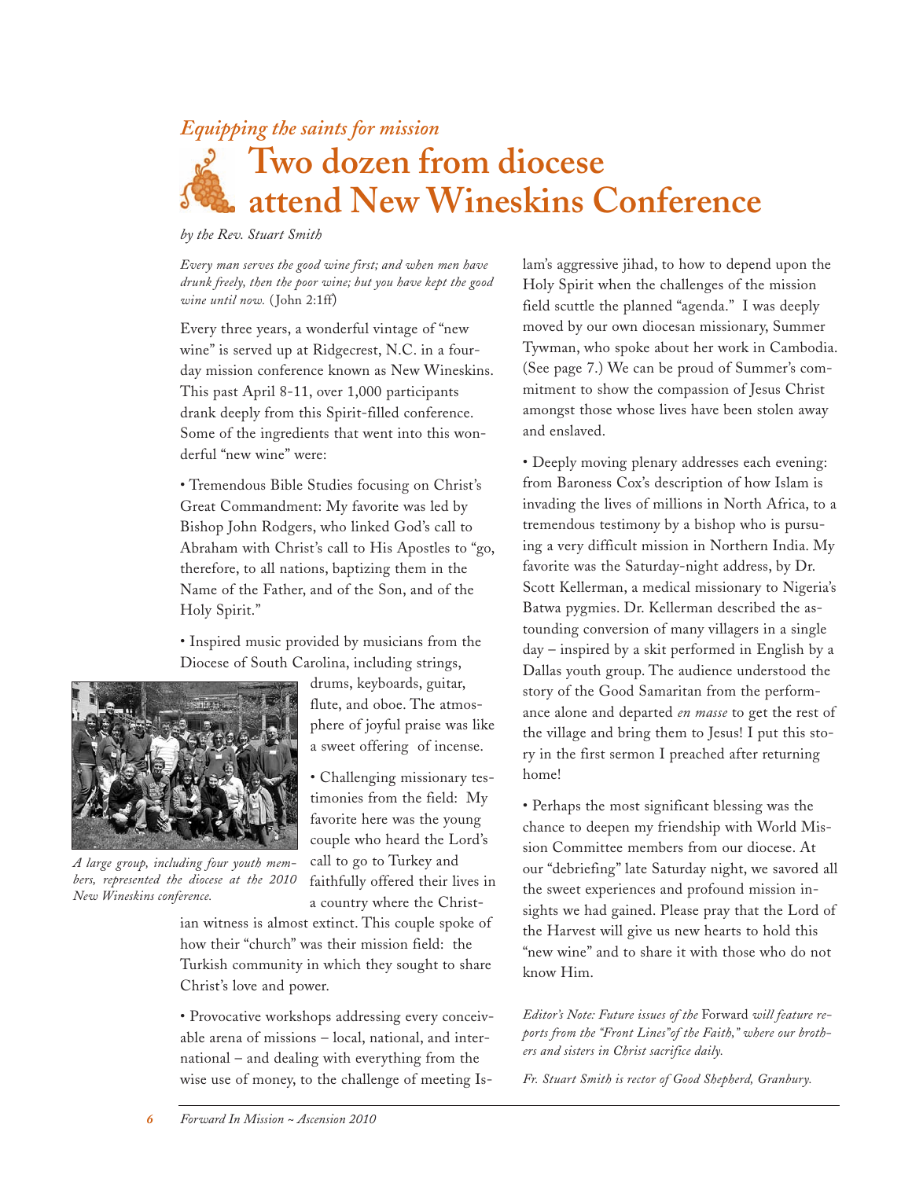*Equipping the saints for mission*

# Two dozen from diocese attend New Wineskins Conference

*by the Rev. Stuart Smith*

*Every man serves the good wine first; and when men have drunk freely, then the poor wine; but you have kept the good wine until now.* (John 2:1ff)

Every three years, a wonderful vintage of "new wine" is served up at Ridgecrest, N.C. in a four-day mission conference known as New Wineskins. This past April 8-11, over 1,000 participants drank deeply from this Spirit-filled conference. Some of the ingredients that went into this wonderful "new wine" were:

• Tremendous Bible Studies focusing on Christ's Great Commandment: My favorite was led by Bishop John Rodgers, who linked God's call to Abraham with Christ's call to His Apostles to "go, therefore, to all nations, baptizing them in the Name of the Father, and of the Son, and of the Holy Spirit."

• Inspired music provided by musicians from the Diocese of South Carolina, including strings, drums, keyboards, guitar, flute, and oboe. The atmosphere of joyful praise was like a sweet offering of incense.

*A large group, including four youth members, represented the diocese at the 2010 New Wineskins conference.*

• Challenging missionary testimonies from the field: My favorite here was the young couple who heard the Lord's call to go to Turkey and faithfully offered their lives in a country where the Christian witness is almost extinct. This couple spoke of how their "church" was their mission field: the Turkish community in which they sought to share Christ's love and power.

• Provocative workshops addressing every conceivable arena of missions – local, national, and international – and dealing with everything from the wise use of money, to the challenge of meeting Islam's aggressive jihad, to how to depend upon the Holy Spirit when the challenges of the mission field scuttle the planned "agenda." I was deeply moved by our own diocesan missionary, Summer Tywman, who spoke about her work in Cambodia. (See page 7.) We can be proud of Summer's commitment to show the compassion of Jesus Christ amongst those whose lives have been stolen away and enslaved.

• Deeply moving plenary addresses each evening: from Baroness Cox's description of how Islam is invading the lives of millions in North Africa, to a tremendous testimony by a bishop who is pursuing a very difficult mission in Northern India. My favorite was the Saturday-night address, by Dr. Scott Kellerman, a medical missionary to Nigeria's Batwa pygmies. Dr. Kellerman described the astounding conversion of many villagers in a single day – inspired by a skit performed in English by a Dallas youth group. The audience understood the story of the Good Samaritan from the performance alone and departed *en masse* to get the rest of the village and bring them to Jesus! I put this story in the first sermon I preached after returning home!

• Perhaps the most significant blessing was the chance to deepen my friendship with World Mission Committee members from our diocese. At our "debriefing" late Saturday night, we savored all the sweet experiences and profound mission insights we had gained. Please pray that the Lord of the Harvest will give us new hearts to hold this "new wine" and to share it with those who do not know Him.

*Editor's Note: Future issues of the* Forward *will feature reports from the "Front Lines" of the Faith," where our brothers and sisters in Christ sacrifice daily.*

*Fr. Stuart Smith is rector of Good Shepherd, Granbury.*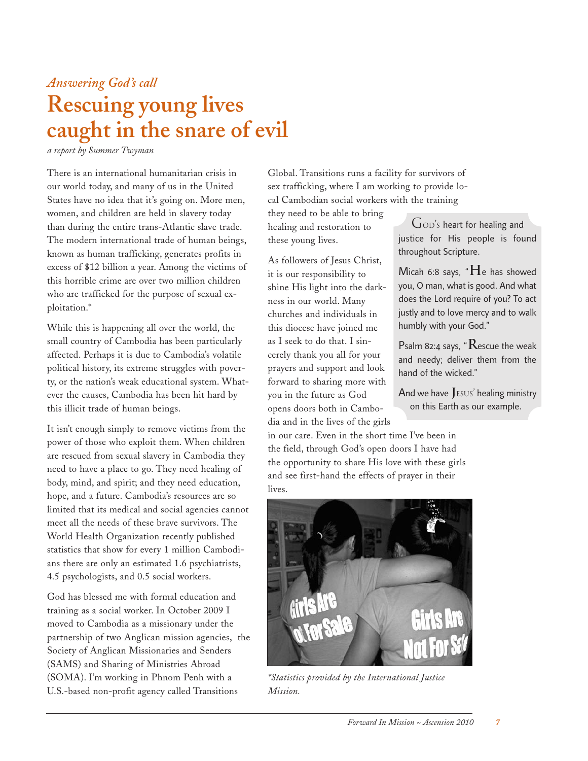*Answering God's call*

# Rescuing young lives caught in the snare of evil

*a report by Summer Twyman*

There is an international humanitarian crisis in our world today, and many of us in the United States have no idea that it's going on. More men, women, and children are held in slavery today than during the entire trans-Atlantic slave trade. The modern international trade of human beings, known as human trafficking, generates profits in excess of $12 billion a year. Among the victims of this horrible crime are over two million children who are trafficked for the purpose of sexual exploitation.*

While this is happening all over the world, the small country of Cambodia has been particularly affected. Perhaps it is due to Cambodia's volatile political history, its extreme struggles with poverty, or the nation's weak educational system. Whatever the causes, Cambodia has been hit hard by this illicit trade of human beings.

It isn't enough simply to remove victims from the power of those who exploit them. When children are rescued from sexual slavery in Cambodia they need to have a place to go. They need healing of body, mind, and spirit; and they need education, hope, and a future. Cambodia's resources are so limited that its medical and social agencies cannot meet all the needs of these brave survivors. The World Health Organization recently published statistics that show for every 1 million Cambodians there are only an estimated 1.6 psychiatrists, 4.5 psychologists, and 0.5 social workers.

God has blessed me with formal education and training as a social worker. In October 2009 I moved to Cambodia as a missionary under the partnership of two Anglican mission agencies, the Society of Anglican Missionaries and Senders (SAMS) and Sharing of Ministries Abroad (SOMA). I'm working in Phnom Penh with a U.S.-based non-profit agency called Transitions Global. Transitions runs a facility for survivors of sex trafficking, where I am working to provide local Cambodian social workers with the training they need to be able to bring healing and restoration to these young lives.

As followers of Jesus Christ, it is our responsibility to shine His light into the darkness in our world. Many churches and individuals in this diocese have joined me as I seek to do that. I sincerely thank you all for your prayers and support and look forward to sharing more with you in the future as God opens doors both in Cambodia and in the lives of the girls in our care. Even in the short time I've been in the field, through God's open doors I have had the opportunity to share His love with these girls and see first-hand the effects of prayer in their lives.

> GOD'S heart for healing and justice for His people is found throughout Scripture.
>
> Micah 6:8 says, "He has showed you, O man, what is good. And what does the Lord require of you? To act justly and to love mercy and to walk humbly with your God."
>
> Psalm 82:4 says, "Rescue the weak and needy; deliver them from the hand of the wicked."
>
> And we have JESUS' healing ministry on this Earth as our example.

*\*Statistics provided by the International Justice Mission.*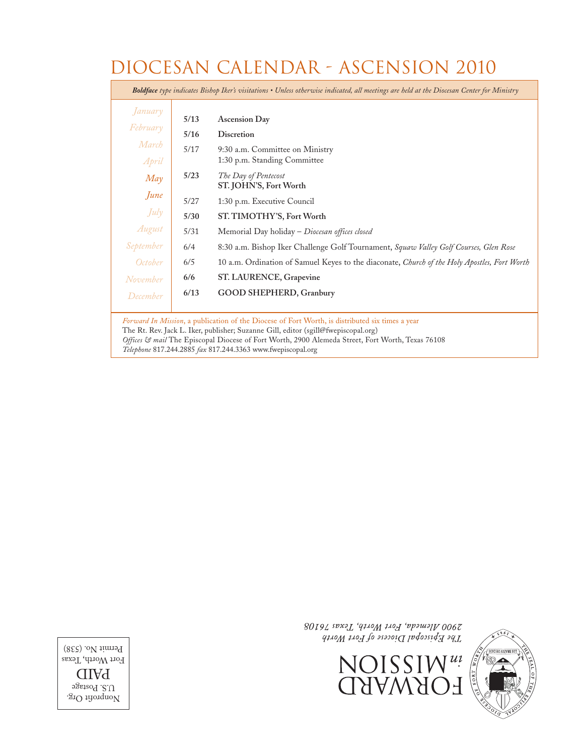# DIOCESAN CALENDAR - ASCENSION 2010

***Boldface*** *type indicates Bishop Iker's visitations • Unless otherwise indicated, all meetings are held at the Diocesan Center for Ministry*

*January*
*February*
*March*
*April*
*May*
*June*
*July*
*August*
*September*
*October*
*November*
*December*

| | |
|---|---|
| **5/13** | **Ascension Day** |
| **5/16** | **Discretion** |
| 5/17 | 9:30 a.m. Committee on Ministry<br>1:30 p.m. Standing Committee |
| **5/23** | *The Day of Pentecost*<br>**ST. JOHN'S, Fort Worth** |
| 5/27 | 1:30 p.m. Executive Council |
| **5/30** | **ST. TIMOTHY'S, Fort Worth** |
| 5/31 | Memorial Day holiday – *Diocesan offices closed* |
| 6/4 | 8:30 a.m. Bishop Iker Challenge Golf Tournament, *Squaw Valley Golf Courses, Glen Rose* |
| 6/5 | 10 a.m. Ordination of Samuel Keyes to the diaconate, *Church of the Holy Apostles, Fort Worth* |
| **6/6** | **ST. LAURENCE, Grapevine** |
| **6/13** | **GOOD SHEPHERD, Granbury** |

*Forward In Mission*, a publication of the Diocese of Fort Worth, is distributed six times a year
The Rt. Rev. Jack L. Iker, publisher; Suzanne Gill, editor (sgill@fwepiscopal.org)
*Offices & mail* The Episcopal Diocese of Fort Worth, 2900 Alemeda Street, Fort Worth, Texas 76108
*Telephone* 817.244.2885 *fax* 817.244.3363 www.fwepiscopal.org

FORWARD *in* MISSION
*The Episcopal Diocese of Fort Worth*
*2900 Alemeda, Fort Worth, Texas 76108*

Nonprofit Org.
U.S. Postage
PAID
Fort Worth, Texas
Permit No. (538)